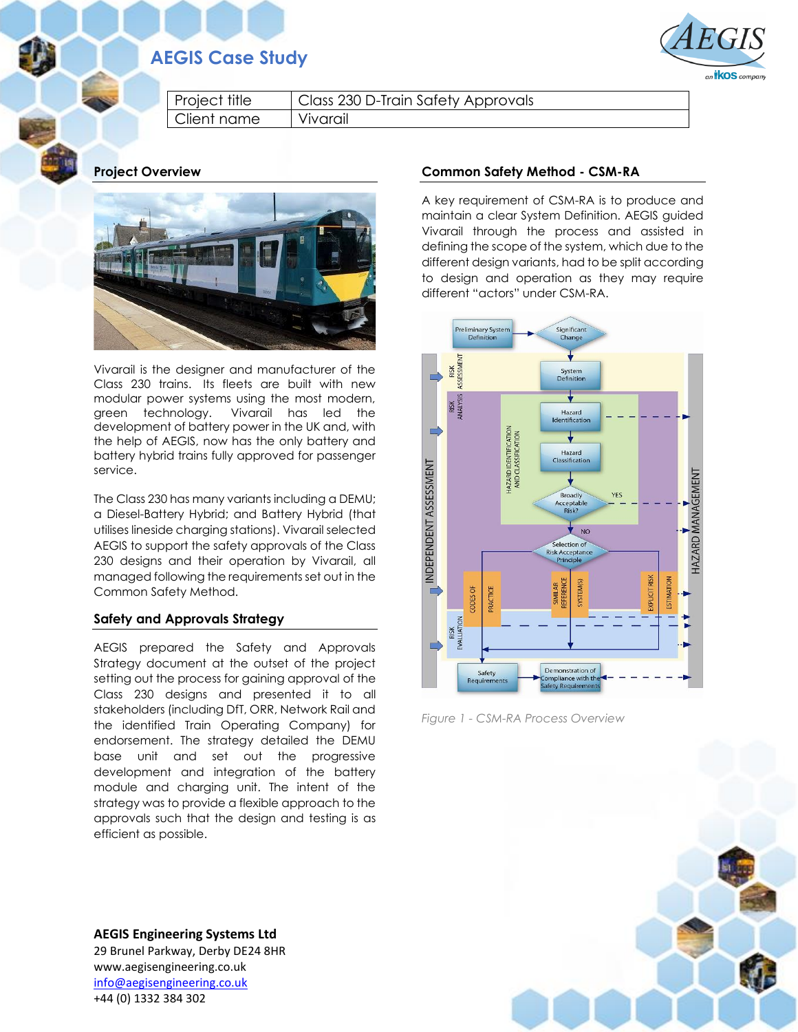# AEGIS Case Study

| Project title | Class 230 D-Train Safety Approvals |
|---|---|
| Client name | Vivarail |

## Project Overview

Vivarail is the designer and manufacturer of the Class 230 trains. Its fleets are built with new modular power systems using the most modern, green technology. Vivarail has led the development of battery power in the UK and, with the help of AEGIS, now has the only battery and battery hybrid trains fully approved for passenger service.

The Class 230 has many variants including a DEMU; a Diesel-Battery Hybrid; and Battery Hybrid (that utilises lineside charging stations). Vivarail selected AEGIS to support the safety approvals of the Class 230 designs and their operation by Vivarail, all managed following the requirements set out in the Common Safety Method.

## Safety and Approvals Strategy

AEGIS prepared the Safety and Approvals Strategy document at the outset of the project setting out the process for gaining approval of the Class 230 designs and presented it to all stakeholders (including DfT, ORR, Network Rail and the identified Train Operating Company) for endorsement. The strategy detailed the DEMU base unit and set out the progressive development and integration of the battery module and charging unit. The intent of the strategy was to provide a flexible approach to the approvals such that the design and testing is as efficient as possible.

## Common Safety Method - CSM-RA

A key requirement of CSM-RA is to produce and maintain a clear System Definition. AEGIS guided Vivarail through the process and assisted in defining the scope of the system, which due to the different design variants, had to be split according to design and operation as they may require different "actors" under CSM-RA.

*Figure 1 - CSM-RA Process Overview*

**AEGIS Engineering Systems Ltd**
29 Brunel Parkway, Derby DE24 8HR
www.aegisengineering.co.uk
info@aegisengineering.co.uk
+44 (0) 1332 384 302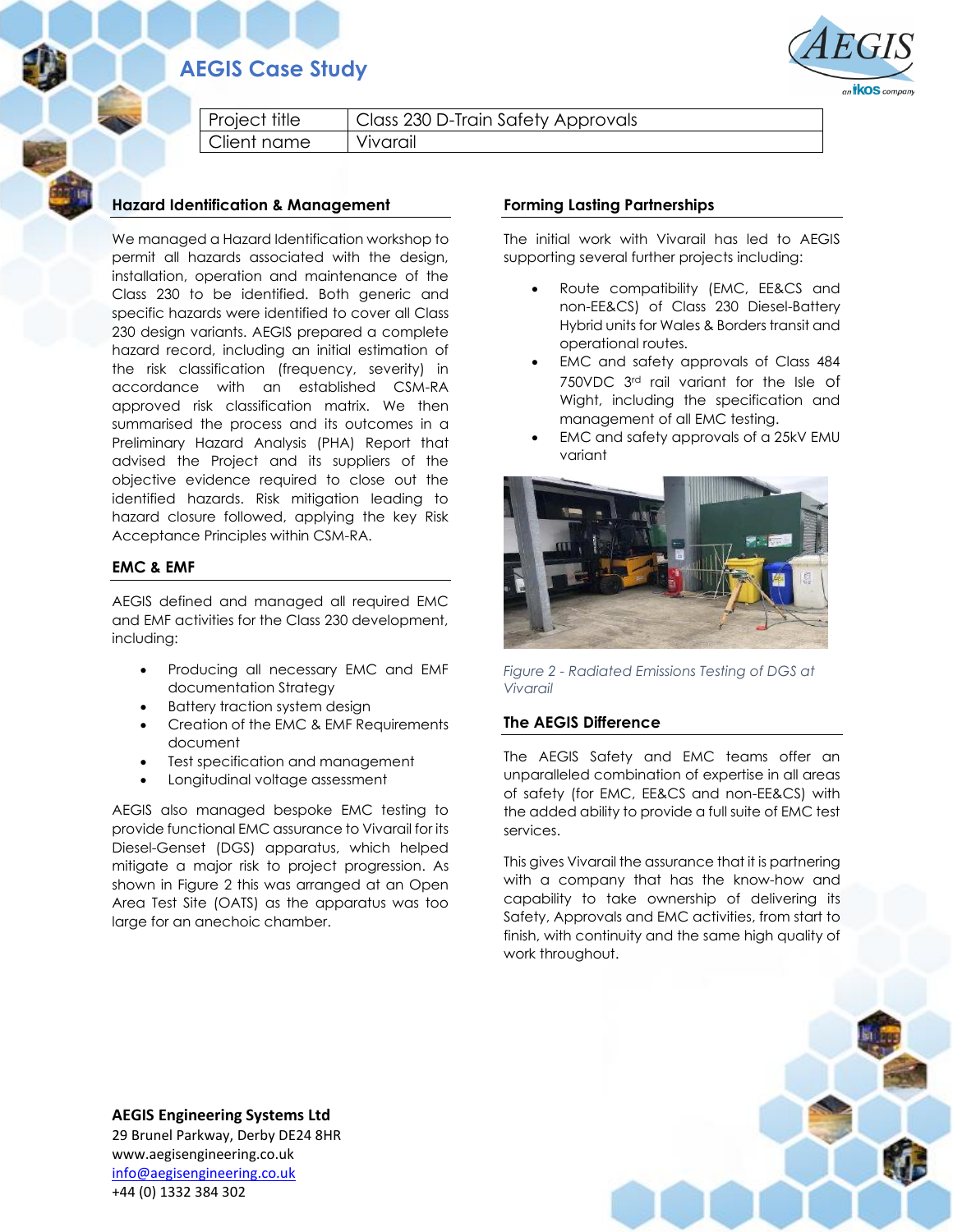# AEGIS Case Study

| | |
|---|---|
| Project title | Class 230 D-Train Safety Approvals |
| Client name | Vivarail |

## Hazard Identification & Management

We managed a Hazard Identification workshop to permit all hazards associated with the design, installation, operation and maintenance of the Class 230 to be identified. Both generic and specific hazards were identified to cover all Class 230 design variants. AEGIS prepared a complete hazard record, including an initial estimation of the risk classification (frequency, severity) in accordance with an established CSM-RA approved risk classification matrix. We then summarised the process and its outcomes in a Preliminary Hazard Analysis (PHA) Report that advised the Project and its suppliers of the objective evidence required to close out the identified hazards. Risk mitigation leading to hazard closure followed, applying the key Risk Acceptance Principles within CSM-RA.

## EMC & EMF

AEGIS defined and managed all required EMC and EMF activities for the Class 230 development, including:

- Producing all necessary EMC and EMF documentation Strategy
- Battery traction system design
- Creation of the EMC & EMF Requirements document
- Test specification and management
- Longitudinal voltage assessment

AEGIS also managed bespoke EMC testing to provide functional EMC assurance to Vivarail for its Diesel-Genset (DGS) apparatus, which helped mitigate a major risk to project progression. As shown in Figure 2 this was arranged at an Open Area Test Site (OATS) as the apparatus was too large for an anechoic chamber.

## Forming Lasting Partnerships

The initial work with Vivarail has led to AEGIS supporting several further projects including:

- Route compatibility (EMC, EE&CS and non-EE&CS) of Class 230 Diesel-Battery Hybrid units for Wales & Borders transit and operational routes.
- EMC and safety approvals of Class 484 750VDC 3rd rail variant for the Isle of Wight, including the specification and management of all EMC testing.
- EMC and safety approvals of a 25kV EMU variant

*Figure 2 - Radiated Emissions Testing of DGS at Vivarail*

## The AEGIS Difference

The AEGIS Safety and EMC teams offer an unparalleled combination of expertise in all areas of safety (for EMC, EE&CS and non-EE&CS) with the added ability to provide a full suite of EMC test services.

This gives Vivarail the assurance that it is partnering with a company that has the know-how and capability to take ownership of delivering its Safety, Approvals and EMC activities, from start to finish, with continuity and the same high quality of work throughout.

**AEGIS Engineering Systems Ltd**
29 Brunel Parkway, Derby DE24 8HR
www.aegisengineering.co.uk
info@aegisengineering.co.uk
+44 (0) 1332 384 302